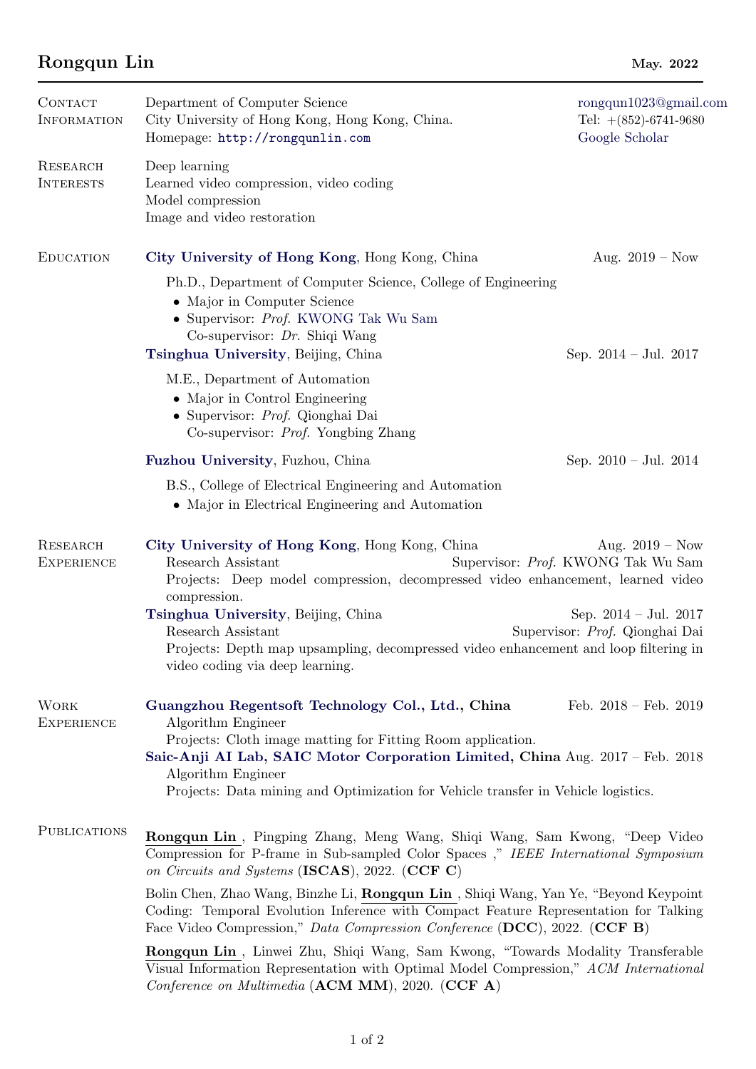# Rongqun Lin

**May. 2022**

## Contact Information

Department of Computer Science
City University of Hong Kong, Hong Kong, China.
Homepage: `http://rongqunlin.com`

rongqun1023@gmail.com
Tel: +(852)-6741-9680
Google Scholar

## Research Interests

Deep learning
Learned video compression, video coding
Model compression
Image and video restoration

## Education

**City University of Hong Kong**, Hong Kong, China — Aug. 2019 – Now

Ph.D., Department of Computer Science, College of Engineering

- Major in Computer Science
- Supervisor: *Prof.* KWONG Tak Wu Sam
  Co-supervisor: *Dr.* Shiqi Wang

**Tsinghua University**, Beijing, China — Sep. 2014 – Jul. 2017

M.E., Department of Automation

- Major in Control Engineering
- Supervisor: *Prof.* Qionghai Dai
  Co-supervisor: *Prof.* Yongbing Zhang

**Fuzhou University**, Fuzhou, China — Sep. 2010 – Jul. 2014

B.S., College of Electrical Engineering and Automation

- Major in Electrical Engineering and Automation

## Research Experience

**City University of Hong Kong**, Hong Kong, China — Aug. 2019 – Now
Research Assistant — Supervisor: *Prof.* KWONG Tak Wu Sam
Projects: Deep model compression, decompressed video enhancement, learned video compression.

**Tsinghua University**, Beijing, China — Sep. 2014 – Jul. 2017
Research Assistant — Supervisor: *Prof.* Qionghai Dai
Projects: Depth map upsampling, decompressed video enhancement and loop filtering in video coding via deep learning.

## Work Experience

**Guangzhou Regentsoft Technology Col., Ltd., China** — Feb. 2018 – Feb. 2019
Algorithm Engineer
Projects: Cloth image matting for Fitting Room application.

**Saic-Anji AI Lab, SAIC Motor Corporation Limited, China** — Aug. 2017 – Feb. 2018
Algorithm Engineer
Projects: Data mining and Optimization for Vehicle transfer in Vehicle logistics.

## Publications

**Rongqun Lin** , Pingping Zhang, Meng Wang, Shiqi Wang, Sam Kwong, "Deep Video Compression for P-frame in Sub-sampled Color Spaces ," *IEEE International Symposium on Circuits and Systems* (**ISCAS**), 2022. (**CCF C**)

Bolin Chen, Zhao Wang, Binzhe Li, **Rongqun Lin** , Shiqi Wang, Yan Ye, "Beyond Keypoint Coding: Temporal Evolution Inference with Compact Feature Representation for Talking Face Video Compression," *Data Compression Conference* (**DCC**), 2022. (**CCF B**)

**Rongqun Lin** , Linwei Zhu, Shiqi Wang, Sam Kwong, "Towards Modality Transferable Visual Information Representation with Optimal Model Compression," *ACM International Conference on Multimedia* (**ACM MM**), 2020. (**CCF A**)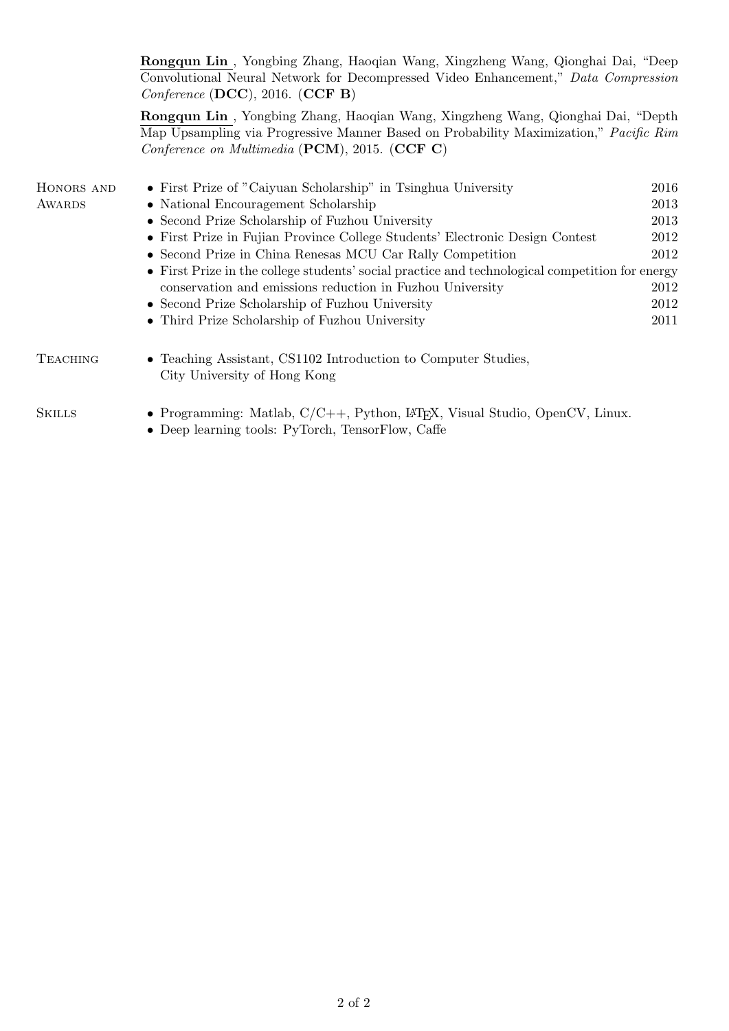**Rongqun Lin** , Yongbing Zhang, Haoqian Wang, Xingzheng Wang, Qionghai Dai, "Deep Convolutional Neural Network for Decompressed Video Enhancement," *Data Compression Conference* (**DCC**), 2016. (**CCF B**)

**Rongqun Lin** , Yongbing Zhang, Haoqian Wang, Xingzheng Wang, Qionghai Dai, "Depth Map Upsampling via Progressive Manner Based on Probability Maximization," *Pacific Rim Conference on Multimedia* (**PCM**), 2015. (**CCF C**)

## Honors and Awards

- First Prize of "Caiyuan Scholarship" in Tsinghua University — 2016
- National Encouragement Scholarship — 2013
- Second Prize Scholarship of Fuzhou University — 2013
- First Prize in Fujian Province College Students' Electronic Design Contest — 2012
- Second Prize in China Renesas MCU Car Rally Competition — 2012
- First Prize in the college students' social practice and technological competition for energy conservation and emissions reduction in Fuzhou University — 2012
- Second Prize Scholarship of Fuzhou University — 2012
- Third Prize Scholarship of Fuzhou University — 2011

## Teaching

- Teaching Assistant, CS1102 Introduction to Computer Studies, City University of Hong Kong

## Skills

- Programming: Matlab, C/C++, Python, LaTeX, Visual Studio, OpenCV, Linux.
- Deep learning tools: PyTorch, TensorFlow, Caffe